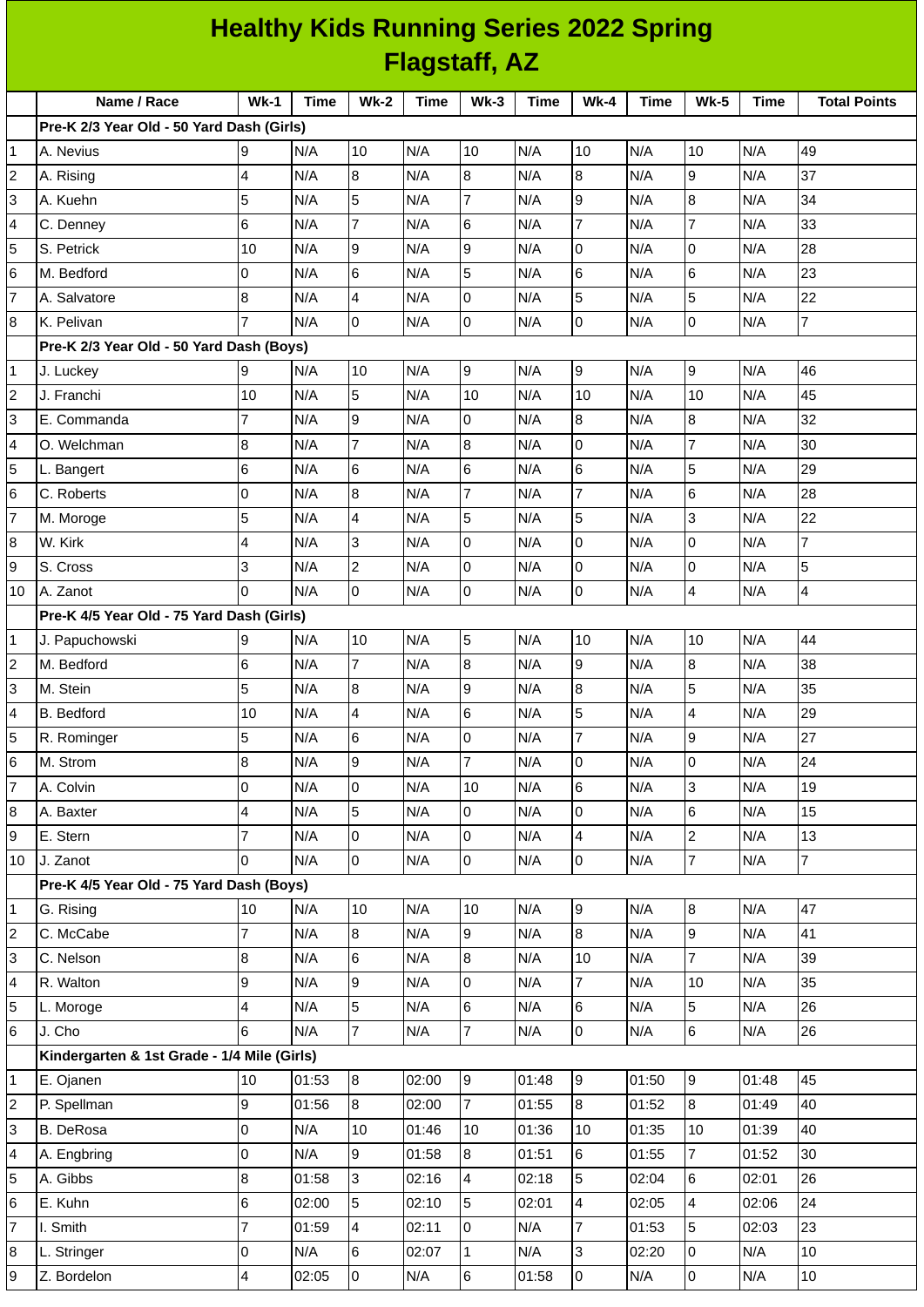# Healthy Kids Running Series 2022 Spring
## Flagstaff, AZ

| | Name / Race | Wk-1 | Time | Wk-2 | Time | Wk-3 | Time | Wk-4 | Time | Wk-5 | Time | Total Points |
|---|---|---|---|---|---|---|---|---|---|---|---|---|
| | **Pre-K 2/3 Year Old - 50 Yard Dash (Girls)** | | | | | | | | | | | |
| 1 | A. Nevius | 9 | N/A | 10 | N/A | 10 | N/A | 10 | N/A | 10 | N/A | 49 |
| 2 | A. Rising | 4 | N/A | 8 | N/A | 8 | N/A | 8 | N/A | 9 | N/A | 37 |
| 3 | A. Kuehn | 5 | N/A | 5 | N/A | 7 | N/A | 9 | N/A | 8 | N/A | 34 |
| 4 | C. Denney | 6 | N/A | 7 | N/A | 6 | N/A | 7 | N/A | 7 | N/A | 33 |
| 5 | S. Petrick | 10 | N/A | 9 | N/A | 9 | N/A | 0 | N/A | 0 | N/A | 28 |
| 6 | M. Bedford | 0 | N/A | 6 | N/A | 5 | N/A | 6 | N/A | 6 | N/A | 23 |
| 7 | A. Salvatore | 8 | N/A | 4 | N/A | 0 | N/A | 5 | N/A | 5 | N/A | 22 |
| 8 | K. Pelivan | 7 | N/A | 0 | N/A | 0 | N/A | 0 | N/A | 0 | N/A | 7 |
| | **Pre-K 2/3 Year Old - 50 Yard Dash (Boys)** | | | | | | | | | | | |
| 1 | J. Luckey | 9 | N/A | 10 | N/A | 9 | N/A | 9 | N/A | 9 | N/A | 46 |
| 2 | J. Franchi | 10 | N/A | 5 | N/A | 10 | N/A | 10 | N/A | 10 | N/A | 45 |
| 3 | E. Commanda | 7 | N/A | 9 | N/A | 0 | N/A | 8 | N/A | 8 | N/A | 32 |
| 4 | O. Welchman | 8 | N/A | 7 | N/A | 8 | N/A | 0 | N/A | 7 | N/A | 30 |
| 5 | L. Bangert | 6 | N/A | 6 | N/A | 6 | N/A | 6 | N/A | 5 | N/A | 29 |
| 6 | C. Roberts | 0 | N/A | 8 | N/A | 7 | N/A | 7 | N/A | 6 | N/A | 28 |
| 7 | M. Moroge | 5 | N/A | 4 | N/A | 5 | N/A | 5 | N/A | 3 | N/A | 22 |
| 8 | W. Kirk | 4 | N/A | 3 | N/A | 0 | N/A | 0 | N/A | 0 | N/A | 7 |
| 9 | S. Cross | 3 | N/A | 2 | N/A | 0 | N/A | 0 | N/A | 0 | N/A | 5 |
| 10 | A. Zanot | 0 | N/A | 0 | N/A | 0 | N/A | 0 | N/A | 4 | N/A | 4 |
| | **Pre-K 4/5 Year Old - 75 Yard Dash (Girls)** | | | | | | | | | | | |
| 1 | J. Papuchowski | 9 | N/A | 10 | N/A | 5 | N/A | 10 | N/A | 10 | N/A | 44 |
| 2 | M. Bedford | 6 | N/A | 7 | N/A | 8 | N/A | 9 | N/A | 8 | N/A | 38 |
| 3 | M. Stein | 5 | N/A | 8 | N/A | 9 | N/A | 8 | N/A | 5 | N/A | 35 |
| 4 | B. Bedford | 10 | N/A | 4 | N/A | 6 | N/A | 5 | N/A | 4 | N/A | 29 |
| 5 | R. Rominger | 5 | N/A | 6 | N/A | 0 | N/A | 7 | N/A | 9 | N/A | 27 |
| 6 | M. Strom | 8 | N/A | 9 | N/A | 7 | N/A | 0 | N/A | 0 | N/A | 24 |
| 7 | A. Colvin | 0 | N/A | 0 | N/A | 10 | N/A | 6 | N/A | 3 | N/A | 19 |
| 8 | A. Baxter | 4 | N/A | 5 | N/A | 0 | N/A | 0 | N/A | 6 | N/A | 15 |
| 9 | E. Stern | 7 | N/A | 0 | N/A | 0 | N/A | 4 | N/A | 2 | N/A | 13 |
| 10 | J. Zanot | 0 | N/A | 0 | N/A | 0 | N/A | 0 | N/A | 7 | N/A | 7 |
| | **Pre-K 4/5 Year Old - 75 Yard Dash (Boys)** | | | | | | | | | | | |
| 1 | G. Rising | 10 | N/A | 10 | N/A | 10 | N/A | 9 | N/A | 8 | N/A | 47 |
| 2 | C. McCabe | 7 | N/A | 8 | N/A | 9 | N/A | 8 | N/A | 9 | N/A | 41 |
| 3 | C. Nelson | 8 | N/A | 6 | N/A | 8 | N/A | 10 | N/A | 7 | N/A | 39 |
| 4 | R. Walton | 9 | N/A | 9 | N/A | 0 | N/A | 7 | N/A | 10 | N/A | 35 |
| 5 | L. Moroge | 4 | N/A | 5 | N/A | 6 | N/A | 6 | N/A | 5 | N/A | 26 |
| 6 | J. Cho | 6 | N/A | 7 | N/A | 7 | N/A | 0 | N/A | 6 | N/A | 26 |
| | **Kindergarten & 1st Grade - 1/4 Mile (Girls)** | | | | | | | | | | | |
| 1 | E. Ojanen | 10 | 01:53 | 8 | 02:00 | 9 | 01:48 | 9 | 01:50 | 9 | 01:48 | 45 |
| 2 | P. Spellman | 9 | 01:56 | 8 | 02:00 | 7 | 01:55 | 8 | 01:52 | 8 | 01:49 | 40 |
| 3 | B. DeRosa | 0 | N/A | 10 | 01:46 | 10 | 01:36 | 10 | 01:35 | 10 | 01:39 | 40 |
| 4 | A. Engbring | 0 | N/A | 9 | 01:58 | 8 | 01:51 | 6 | 01:55 | 7 | 01:52 | 30 |
| 5 | A. Gibbs | 8 | 01:58 | 3 | 02:16 | 4 | 02:18 | 5 | 02:04 | 6 | 02:01 | 26 |
| 6 | E. Kuhn | 6 | 02:00 | 5 | 02:10 | 5 | 02:01 | 4 | 02:05 | 4 | 02:06 | 24 |
| 7 | I. Smith | 7 | 01:59 | 4 | 02:11 | 0 | N/A | 7 | 01:53 | 5 | 02:03 | 23 |
| 8 | L. Stringer | 0 | N/A | 6 | 02:07 | 1 | N/A | 3 | 02:20 | 0 | N/A | 10 |
| 9 | Z. Bordelon | 4 | 02:05 | 0 | N/A | 6 | 01:58 | 0 | N/A | 0 | N/A | 10 |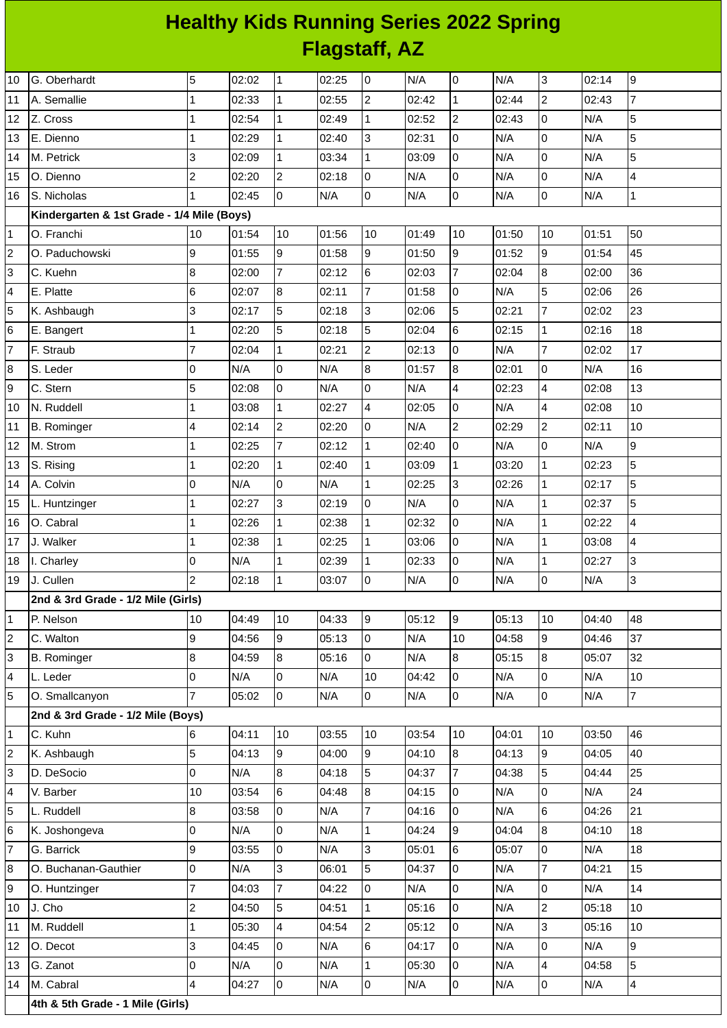# Healthy Kids Running Series 2022 Spring
## Flagstaff, AZ

| | | | | | | | | | | | | |
|---|---|---|---|---|---|---|---|---|---|---|---|---|
| 10 | G. Oberhardt | 5 | 02:02 | 1 | 02:25 | 0 | N/A | 0 | N/A | 3 | 02:14 | 9 |
| 11 | A. Semallie | 1 | 02:33 | 1 | 02:55 | 2 | 02:42 | 1 | 02:44 | 2 | 02:43 | 7 |
| 12 | Z. Cross | 1 | 02:54 | 1 | 02:49 | 1 | 02:52 | 2 | 02:43 | 0 | N/A | 5 |
| 13 | E. Dienno | 1 | 02:29 | 1 | 02:40 | 3 | 02:31 | 0 | N/A | 0 | N/A | 5 |
| 14 | M. Petrick | 3 | 02:09 | 1 | 03:34 | 1 | 03:09 | 0 | N/A | 0 | N/A | 5 |
| 15 | O. Dienno | 2 | 02:20 | 2 | 02:18 | 0 | N/A | 0 | N/A | 0 | N/A | 4 |
| 16 | S. Nicholas | 1 | 02:45 | 0 | N/A | 0 | N/A | 0 | N/A | 0 | N/A | 1 |
| | **Kindergarten & 1st Grade - 1/4 Mile (Boys)** | | | | | | | | | | | |
| 1 | O. Franchi | 10 | 01:54 | 10 | 01:56 | 10 | 01:49 | 10 | 01:50 | 10 | 01:51 | 50 |
| 2 | O. Paduchowski | 9 | 01:55 | 9 | 01:58 | 9 | 01:50 | 9 | 01:52 | 9 | 01:54 | 45 |
| 3 | C. Kuehn | 8 | 02:00 | 7 | 02:12 | 6 | 02:03 | 7 | 02:04 | 8 | 02:00 | 36 |
| 4 | E. Platte | 6 | 02:07 | 8 | 02:11 | 7 | 01:58 | 0 | N/A | 5 | 02:06 | 26 |
| 5 | K. Ashbaugh | 3 | 02:17 | 5 | 02:18 | 3 | 02:06 | 5 | 02:21 | 7 | 02:02 | 23 |
| 6 | E. Bangert | 1 | 02:20 | 5 | 02:18 | 5 | 02:04 | 6 | 02:15 | 1 | 02:16 | 18 |
| 7 | F. Straub | 7 | 02:04 | 1 | 02:21 | 2 | 02:13 | 0 | N/A | 7 | 02:02 | 17 |
| 8 | S. Leder | 0 | N/A | 0 | N/A | 8 | 01:57 | 8 | 02:01 | 0 | N/A | 16 |
| 9 | C. Stern | 5 | 02:08 | 0 | N/A | 0 | N/A | 4 | 02:23 | 4 | 02:08 | 13 |
| 10 | N. Ruddell | 1 | 03:08 | 1 | 02:27 | 4 | 02:05 | 0 | N/A | 4 | 02:08 | 10 |
| 11 | B. Rominger | 4 | 02:14 | 2 | 02:20 | 0 | N/A | 2 | 02:29 | 2 | 02:11 | 10 |
| 12 | M. Strom | 1 | 02:25 | 7 | 02:12 | 1 | 02:40 | 0 | N/A | 0 | N/A | 9 |
| 13 | S. Rising | 1 | 02:20 | 1 | 02:40 | 1 | 03:09 | 1 | 03:20 | 1 | 02:23 | 5 |
| 14 | A. Colvin | 0 | N/A | 0 | N/A | 1 | 02:25 | 3 | 02:26 | 1 | 02:17 | 5 |
| 15 | L. Huntzinger | 1 | 02:27 | 3 | 02:19 | 0 | N/A | 0 | N/A | 1 | 02:37 | 5 |
| 16 | O. Cabral | 1 | 02:26 | 1 | 02:38 | 1 | 02:32 | 0 | N/A | 1 | 02:22 | 4 |
| 17 | J. Walker | 1 | 02:38 | 1 | 02:25 | 1 | 03:06 | 0 | N/A | 1 | 03:08 | 4 |
| 18 | I. Charley | 0 | N/A | 1 | 02:39 | 1 | 02:33 | 0 | N/A | 1 | 02:27 | 3 |
| 19 | J. Cullen | 2 | 02:18 | 1 | 03:07 | 0 | N/A | 0 | N/A | 0 | N/A | 3 |
| | **2nd & 3rd Grade - 1/2 Mile (Girls)** | | | | | | | | | | | |
| 1 | P. Nelson | 10 | 04:49 | 10 | 04:33 | 9 | 05:12 | 9 | 05:13 | 10 | 04:40 | 48 |
| 2 | C. Walton | 9 | 04:56 | 9 | 05:13 | 0 | N/A | 10 | 04:58 | 9 | 04:46 | 37 |
| 3 | B. Rominger | 8 | 04:59 | 8 | 05:16 | 0 | N/A | 8 | 05:15 | 8 | 05:07 | 32 |
| 4 | L. Leder | 0 | N/A | 0 | N/A | 10 | 04:42 | 0 | N/A | 0 | N/A | 10 |
| 5 | O. Smallcanyon | 7 | 05:02 | 0 | N/A | 0 | N/A | 0 | N/A | 0 | N/A | 7 |
| | **2nd & 3rd Grade - 1/2 Mile (Boys)** | | | | | | | | | | | |
| 1 | C. Kuhn | 6 | 04:11 | 10 | 03:55 | 10 | 03:54 | 10 | 04:01 | 10 | 03:50 | 46 |
| 2 | K. Ashbaugh | 5 | 04:13 | 9 | 04:00 | 9 | 04:10 | 8 | 04:13 | 9 | 04:05 | 40 |
| 3 | D. DeSocio | 0 | N/A | 8 | 04:18 | 5 | 04:37 | 7 | 04:38 | 5 | 04:44 | 25 |
| 4 | V. Barber | 10 | 03:54 | 6 | 04:48 | 8 | 04:15 | 0 | N/A | 0 | N/A | 24 |
| 5 | L. Ruddell | 8 | 03:58 | 0 | N/A | 7 | 04:16 | 0 | N/A | 6 | 04:26 | 21 |
| 6 | K. Joshongeva | 0 | N/A | 0 | N/A | 1 | 04:24 | 9 | 04:04 | 8 | 04:10 | 18 |
| 7 | G. Barrick | 9 | 03:55 | 0 | N/A | 3 | 05:01 | 6 | 05:07 | 0 | N/A | 18 |
| 8 | O. Buchanan-Gauthier | 0 | N/A | 3 | 06:01 | 5 | 04:37 | 0 | N/A | 7 | 04:21 | 15 |
| 9 | O. Huntzinger | 7 | 04:03 | 7 | 04:22 | 0 | N/A | 0 | N/A | 0 | N/A | 14 |
| 10 | J. Cho | 2 | 04:50 | 5 | 04:51 | 1 | 05:16 | 0 | N/A | 2 | 05:18 | 10 |
| 11 | M. Ruddell | 1 | 05:30 | 4 | 04:54 | 2 | 05:12 | 0 | N/A | 3 | 05:16 | 10 |
| 12 | O. Decot | 3 | 04:45 | 0 | N/A | 6 | 04:17 | 0 | N/A | 0 | N/A | 9 |
| 13 | G. Zanot | 0 | N/A | 0 | N/A | 1 | 05:30 | 0 | N/A | 4 | 04:58 | 5 |
| 14 | M. Cabral | 4 | 04:27 | 0 | N/A | 0 | N/A | 0 | N/A | 0 | N/A | 4 |
| | **4th & 5th Grade - 1 Mile (Girls)** | | | | | | | | | | | |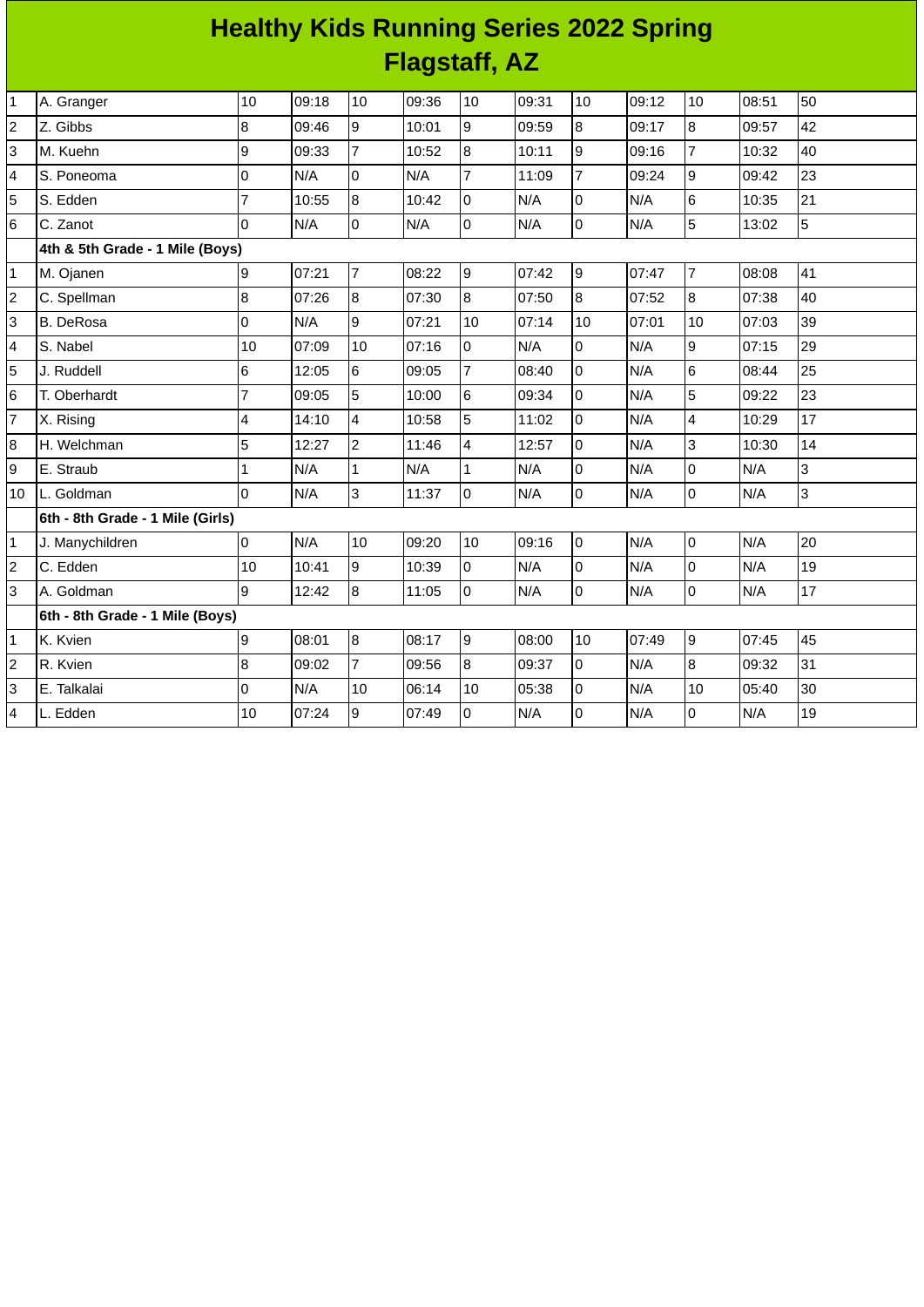# Healthy Kids Running Series 2022 Spring

## Flagstaff, AZ

| | | | | | | | | | | | | |
|---|---|---|---|---|---|---|---|---|---|---|---|---|
| 1 | A. Granger | 10 | 09:18 | 10 | 09:36 | 10 | 09:31 | 10 | 09:12 | 10 | 08:51 | 50 |
| 2 | Z. Gibbs | 8 | 09:46 | 9 | 10:01 | 9 | 09:59 | 8 | 09:17 | 8 | 09:57 | 42 |
| 3 | M. Kuehn | 9 | 09:33 | 7 | 10:52 | 8 | 10:11 | 9 | 09:16 | 7 | 10:32 | 40 |
| 4 | S. Poneoma | 0 | N/A | 0 | N/A | 7 | 11:09 | 7 | 09:24 | 9 | 09:42 | 23 |
| 5 | S. Edden | 7 | 10:55 | 8 | 10:42 | 0 | N/A | 0 | N/A | 6 | 10:35 | 21 |
| 6 | C. Zanot | 0 | N/A | 0 | N/A | 0 | N/A | 0 | N/A | 5 | 13:02 | 5 |
| | **4th & 5th Grade - 1 Mile (Boys)** | | | | | | | | | | | |
| 1 | M. Ojanen | 9 | 07:21 | 7 | 08:22 | 9 | 07:42 | 9 | 07:47 | 7 | 08:08 | 41 |
| 2 | C. Spellman | 8 | 07:26 | 8 | 07:30 | 8 | 07:50 | 8 | 07:52 | 8 | 07:38 | 40 |
| 3 | B. DeRosa | 0 | N/A | 9 | 07:21 | 10 | 07:14 | 10 | 07:01 | 10 | 07:03 | 39 |
| 4 | S. Nabel | 10 | 07:09 | 10 | 07:16 | 0 | N/A | 0 | N/A | 9 | 07:15 | 29 |
| 5 | J. Ruddell | 6 | 12:05 | 6 | 09:05 | 7 | 08:40 | 0 | N/A | 6 | 08:44 | 25 |
| 6 | T. Oberhardt | 7 | 09:05 | 5 | 10:00 | 6 | 09:34 | 0 | N/A | 5 | 09:22 | 23 |
| 7 | X. Rising | 4 | 14:10 | 4 | 10:58 | 5 | 11:02 | 0 | N/A | 4 | 10:29 | 17 |
| 8 | H. Welchman | 5 | 12:27 | 2 | 11:46 | 4 | 12:57 | 0 | N/A | 3 | 10:30 | 14 |
| 9 | E. Straub | 1 | N/A | 1 | N/A | 1 | N/A | 0 | N/A | 0 | N/A | 3 |
| 10 | L. Goldman | 0 | N/A | 3 | 11:37 | 0 | N/A | 0 | N/A | 0 | N/A | 3 |
| | **6th - 8th Grade - 1 Mile (Girls)** | | | | | | | | | | | |
| 1 | J. Manychildren | 0 | N/A | 10 | 09:20 | 10 | 09:16 | 0 | N/A | 0 | N/A | 20 |
| 2 | C. Edden | 10 | 10:41 | 9 | 10:39 | 0 | N/A | 0 | N/A | 0 | N/A | 19 |
| 3 | A. Goldman | 9 | 12:42 | 8 | 11:05 | 0 | N/A | 0 | N/A | 0 | N/A | 17 |
| | **6th - 8th Grade - 1 Mile (Boys)** | | | | | | | | | | | |
| 1 | K. Kvien | 9 | 08:01 | 8 | 08:17 | 9 | 08:00 | 10 | 07:49 | 9 | 07:45 | 45 |
| 2 | R. Kvien | 8 | 09:02 | 7 | 09:56 | 8 | 09:37 | 0 | N/A | 8 | 09:32 | 31 |
| 3 | E. Talkalai | 0 | N/A | 10 | 06:14 | 10 | 05:38 | 0 | N/A | 10 | 05:40 | 30 |
| 4 | L. Edden | 10 | 07:24 | 9 | 07:49 | 0 | N/A | 0 | N/A | 0 | N/A | 19 |